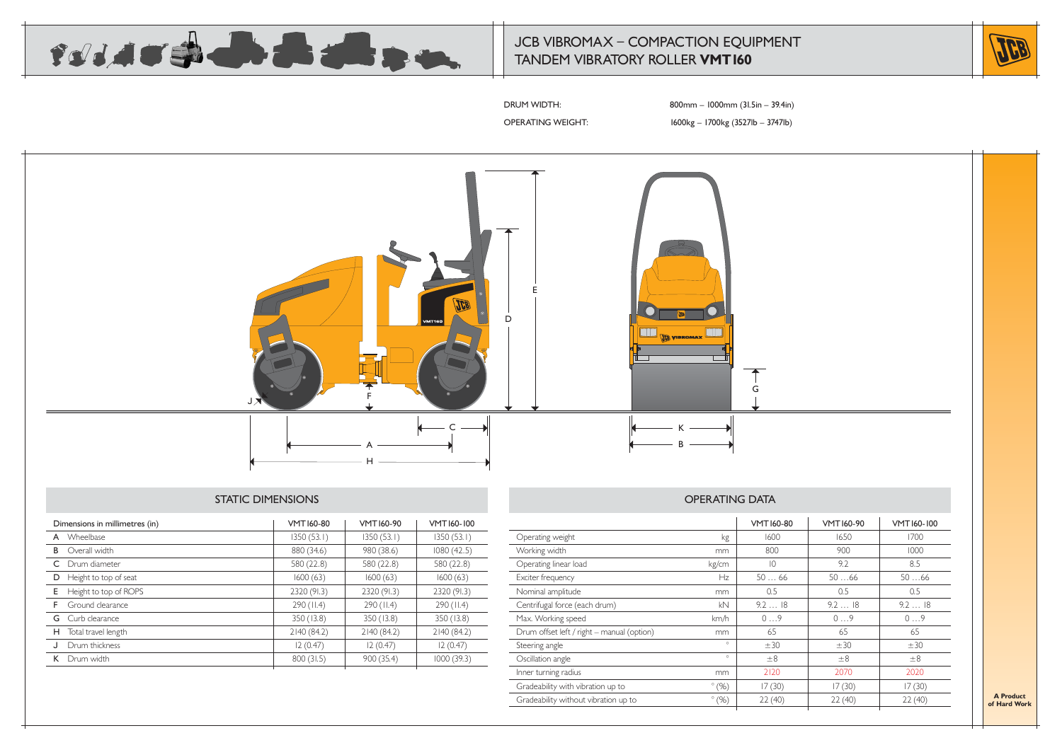# JCB VIBROMAX – COMPACTION EQUIPMENT
## TANDEM VIBRATORY ROLLER **VMT160**

DRUM WIDTH: 800mm – 1000mm (31.5in – 39.4in)

OPERATING WEIGHT: 1600kg – 1700kg (3527lb – 3747lb)

## STATIC DIMENSIONS

| Dimensions in millimetres (in) | VMT160-80 | VMT160-90 | VMT160-100 |
|---|---|---|---|
| **A** Wheelbase | 1350 (53.1) | 1350 (53.1) | 1350 (53.1) |
| **B** Overall width | 880 (34.6) | 980 (38.6) | 1080 (42.5) |
| **C** Drum diameter | 580 (22.8) | 580 (22.8) | 580 (22.8) |
| **D** Height to top of seat | 1600 (63) | 1600 (63) | 1600 (63) |
| **E** Height to top of ROPS | 2320 (91.3) | 2320 (91.3) | 2320 (91.3) |
| **F** Ground clearance | 290 (11.4) | 290 (11.4) | 290 (11.4) |
| **G** Curb clearance | 350 (13.8) | 350 (13.8) | 350 (13.8) |
| **H** Total travel length | 2140 (84.2) | 2140 (84.2) | 2140 (84.2) |
| **J** Drum thickness | 12 (0.47) | 12 (0.47) | 12 (0.47) |
| **K** Drum width | 800 (31.5) | 900 (35.4) | 1000 (39.3) |

## OPERATING DATA

| | | VMT160-80 | VMT160-90 | VMT160-100 |
|---|---|---|---|---|
| Operating weight | kg | 1600 | 1650 | 1700 |
| Working width | mm | 800 | 900 | 1000 |
| Operating linear load | kg/cm | 10 | 9.2 | 8.5 |
| Exciter frequency | Hz | 50 … 66 | 50 …66 | 50 …66 |
| Nominal amplitude | mm | 0.5 | 0.5 | 0.5 |
| Centrifugal force (each drum) | kN | 9.2 … 18 | 9.2 … 18 | 9.2 … 18 |
| Max. Working speed | km/h | 0 …9 | 0 …9 | 0 …9 |
| Drum offset left / right – manual (option) | mm | 65 | 65 | 65 |
| Steering angle | ° | ±30 | ±30 | ±30 |
| Oscillation angle | ° | ±8 | ±8 | ±8 |
| Inner turning radius | mm | 2120 | 2070 | 2020 |
| Gradeability with vibration up to | ° (%) | 17 (30) | 17 (30) | 17 (30) |
| Gradeability without vibration up to | ° (%) | 22 (40) | 22 (40) | 22 (40) |

**A Product of Hard Work**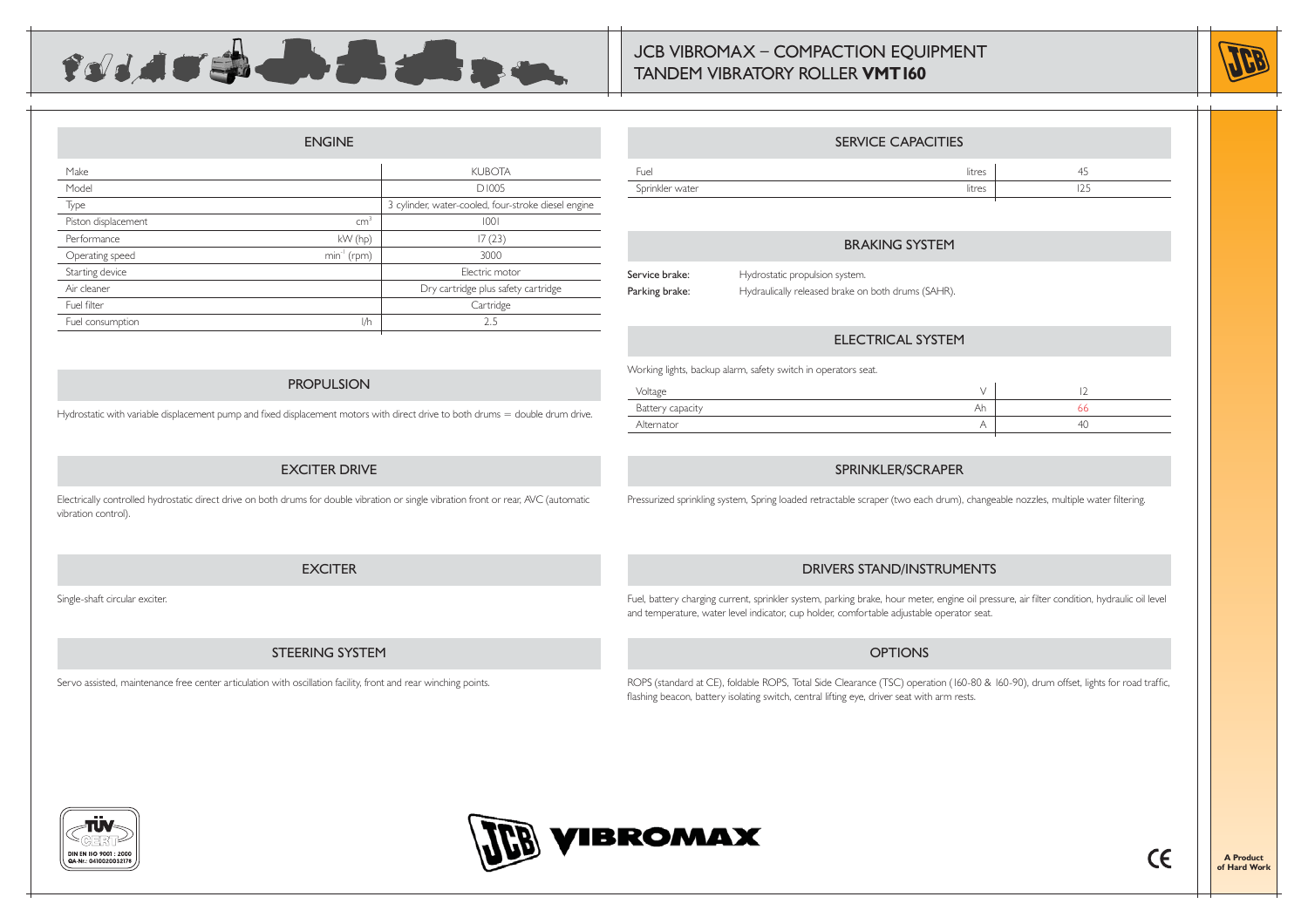# JCB VIBROMAX – COMPACTION EQUIPMENT
# TANDEM VIBRATORY ROLLER **VMT160**

## ENGINE

| | | |
|---|---|---|
| Make | | KUBOTA |
| Model | | D1005 |
| Type | | 3 cylinder, water-cooled, four-stroke diesel engine |
| Piston displacement | $cm^3$ | 1001 |
| Performance | kW (hp) | 17 (23) |
| Operating speed | $min^{-1}$ (rpm) | 3000 |
| Starting device | | Electric motor |
| Air cleaner | | Dry cartridge plus safety cartridge |
| Fuel filter | | Cartridge |
| Fuel consumption | l/h | 2.5 |

## PROPULSION

Hydrostatic with variable displacement pump and fixed displacement motors with direct drive to both drums = double drum drive.

## EXCITER DRIVE

Electrically controlled hydrostatic direct drive on both drums for double vibration or single vibration front or rear, AVC (automatic vibration control).

## EXCITER

Single-shaft circular exciter.

## STEERING SYSTEM

Servo assisted, maintenance free center articulation with oscillation facility, front and rear winching points.

## SERVICE CAPACITIES

| | | |
|---|---|---|
| Fuel | litres | 45 |
| Sprinkler water | litres | 125 |

## BRAKING SYSTEM

**Service brake:** Hydrostatic propulsion system.

**Parking brake:** Hydraulically released brake on both drums (SAHR).

## ELECTRICAL SYSTEM

Working lights, backup alarm, safety switch in operators seat.

| | | |
|---|---|---|
| Voltage | V | 12 |
| Battery capacity | Ah | 66 |
| Alternator | A | 40 |

## SPRINKLER/SCRAPER

Pressurized sprinkling system, Spring loaded retractable scraper (two each drum), changeable nozzles, multiple water filtering.

## DRIVERS STAND/INSTRUMENTS

Fuel, battery charging current, sprinkler system, parking brake, hour meter, engine oil pressure, air filter condition, hydraulic oil level and temperature, water level indicator, cup holder, comfortable adjustable operator seat.

## OPTIONS

ROPS (standard at CE), foldable ROPS, Total Side Clearance (TSC) operation (160-80 & 160-90), drum offset, lights for road traffic, flashing beacon, battery isolating switch, central lifting eye, driver seat with arm rests.

TÜV CERT DIN EN ISO 9001 : 2000 QA-Nr.: 04100200032178

JCB VIBROMAX

CE

**A Product of Hard Work**